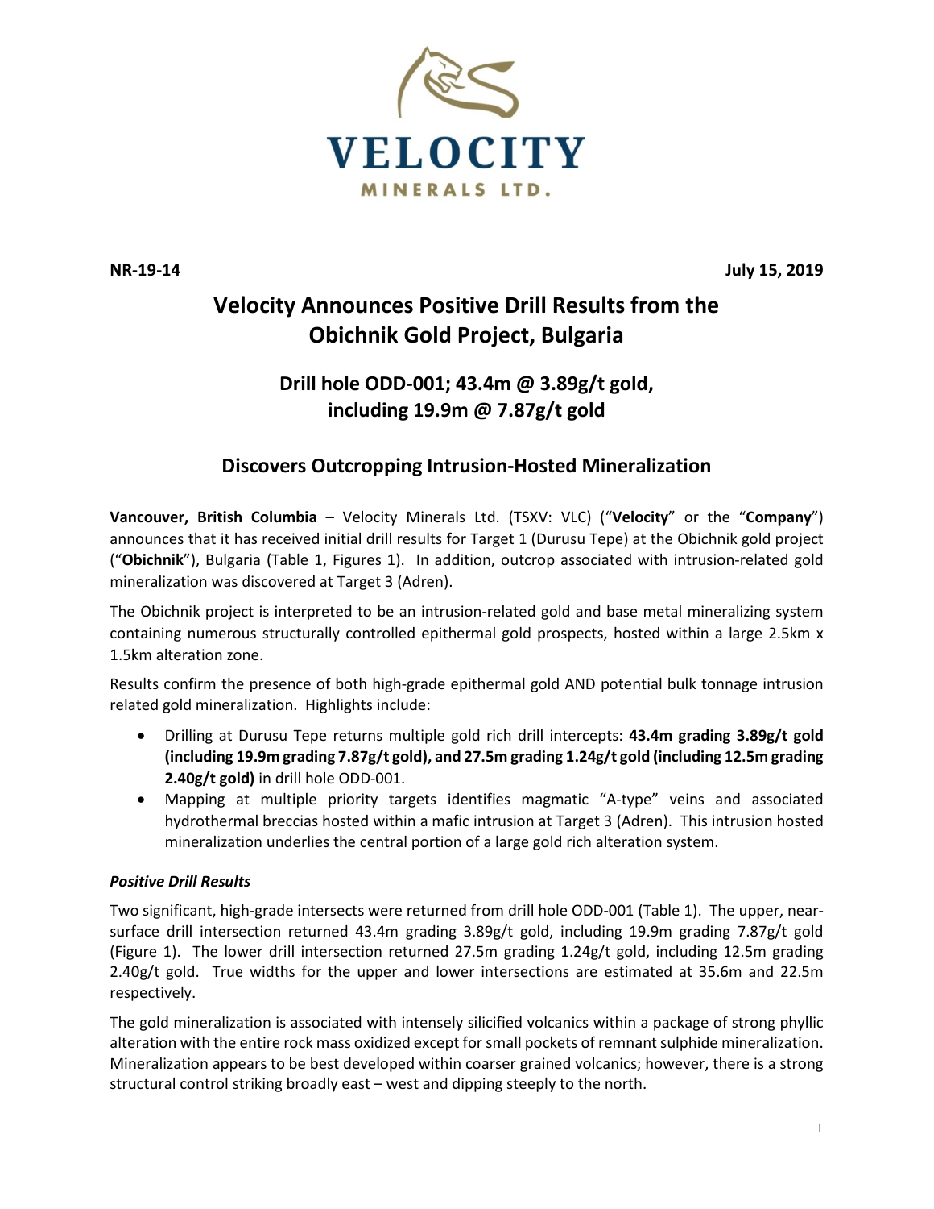VELOCITY

MINERALS LTD.

**NR-19-14** **July 15, 2019**

# Velocity Announces Positive Drill Results from the Obichnik Gold Project, Bulgaria

## Drill hole ODD-001; 43.4m @ 3.89g/t gold, including 19.9m @ 7.87g/t gold

## Discovers Outcropping Intrusion-Hosted Mineralization

**Vancouver, British Columbia** – Velocity Minerals Ltd. (TSXV: VLC) ("**Velocity**" or the "**Company**") announces that it has received initial drill results for Target 1 (Durusu Tepe) at the Obichnik gold project ("**Obichnik**"), Bulgaria (Table 1, Figures 1). In addition, outcrop associated with intrusion-related gold mineralization was discovered at Target 3 (Adren).

The Obichnik project is interpreted to be an intrusion-related gold and base metal mineralizing system containing numerous structurally controlled epithermal gold prospects, hosted within a large 2.5km x 1.5km alteration zone.

Results confirm the presence of both high-grade epithermal gold AND potential bulk tonnage intrusion related gold mineralization. Highlights include:

- Drilling at Durusu Tepe returns multiple gold rich drill intercepts: **43.4m grading 3.89g/t gold (including 19.9m grading 7.87g/t gold), and 27.5m grading 1.24g/t gold (including 12.5m grading 2.40g/t gold)** in drill hole ODD-001.
- Mapping at multiple priority targets identifies magmatic "A-type" veins and associated hydrothermal breccias hosted within a mafic intrusion at Target 3 (Adren). This intrusion hosted mineralization underlies the central portion of a large gold rich alteration system.

### *Positive Drill Results*

Two significant, high-grade intersects were returned from drill hole ODD-001 (Table 1). The upper, near-surface drill intersection returned 43.4m grading 3.89g/t gold, including 19.9m grading 7.87g/t gold (Figure 1). The lower drill intersection returned 27.5m grading 1.24g/t gold, including 12.5m grading 2.40g/t gold. True widths for the upper and lower intersections are estimated at 35.6m and 22.5m respectively.

The gold mineralization is associated with intensely silicified volcanics within a package of strong phyllic alteration with the entire rock mass oxidized except for small pockets of remnant sulphide mineralization. Mineralization appears to be best developed within coarser grained volcanics; however, there is a strong structural control striking broadly east – west and dipping steeply to the north.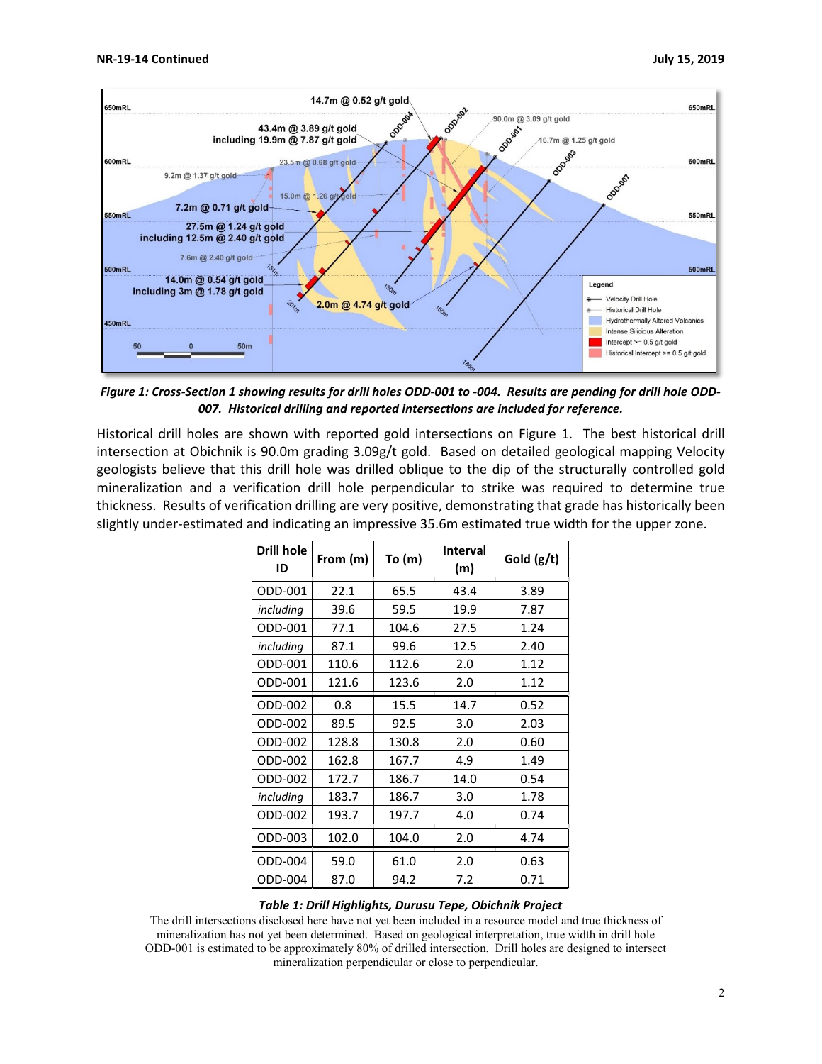*Figure 1: Cross-Section 1 showing results for drill holes ODD-001 to -004. Results are pending for drill hole ODD-007. Historical drilling and reported intersections are included for reference.*

Historical drill holes are shown with reported gold intersections on Figure 1. The best historical drill intersection at Obichnik is 90.0m grading 3.09g/t gold. Based on detailed geological mapping Velocity geologists believe that this drill hole was drilled oblique to the dip of the structurally controlled gold mineralization and a verification drill hole perpendicular to strike was required to determine true thickness. Results of verification drilling are very positive, demonstrating that grade has historically been slightly under-estimated and indicating an impressive 35.6m estimated true width for the upper zone.

| Drill hole ID | From (m) | To (m) | Interval (m) | Gold (g/t) |
|---|---|---|---|---|
| ODD-001 | 22.1 | 65.5 | 43.4 | 3.89 |
| *including* | 39.6 | 59.5 | 19.9 | 7.87 |
| ODD-001 | 77.1 | 104.6 | 27.5 | 1.24 |
| *including* | 87.1 | 99.6 | 12.5 | 2.40 |
| ODD-001 | 110.6 | 112.6 | 2.0 | 1.12 |
| ODD-001 | 121.6 | 123.6 | 2.0 | 1.12 |
| ODD-002 | 0.8 | 15.5 | 14.7 | 0.52 |
| ODD-002 | 89.5 | 92.5 | 3.0 | 2.03 |
| ODD-002 | 128.8 | 130.8 | 2.0 | 0.60 |
| ODD-002 | 162.8 | 167.7 | 4.9 | 1.49 |
| ODD-002 | 172.7 | 186.7 | 14.0 | 0.54 |
| *including* | 183.7 | 186.7 | 3.0 | 1.78 |
| ODD-002 | 193.7 | 197.7 | 4.0 | 0.74 |
| ODD-003 | 102.0 | 104.0 | 2.0 | 4.74 |
| ODD-004 | 59.0 | 61.0 | 2.0 | 0.63 |
| ODD-004 | 87.0 | 94.2 | 7.2 | 0.71 |

***Table 1: Drill Highlights, Durusu Tepe, Obichnik Project***

The drill intersections disclosed here have not yet been included in a resource model and true thickness of mineralization has not yet been determined. Based on geological interpretation, true width in drill hole ODD-001 is estimated to be approximately 80% of drilled intersection. Drill holes are designed to intersect mineralization perpendicular or close to perpendicular.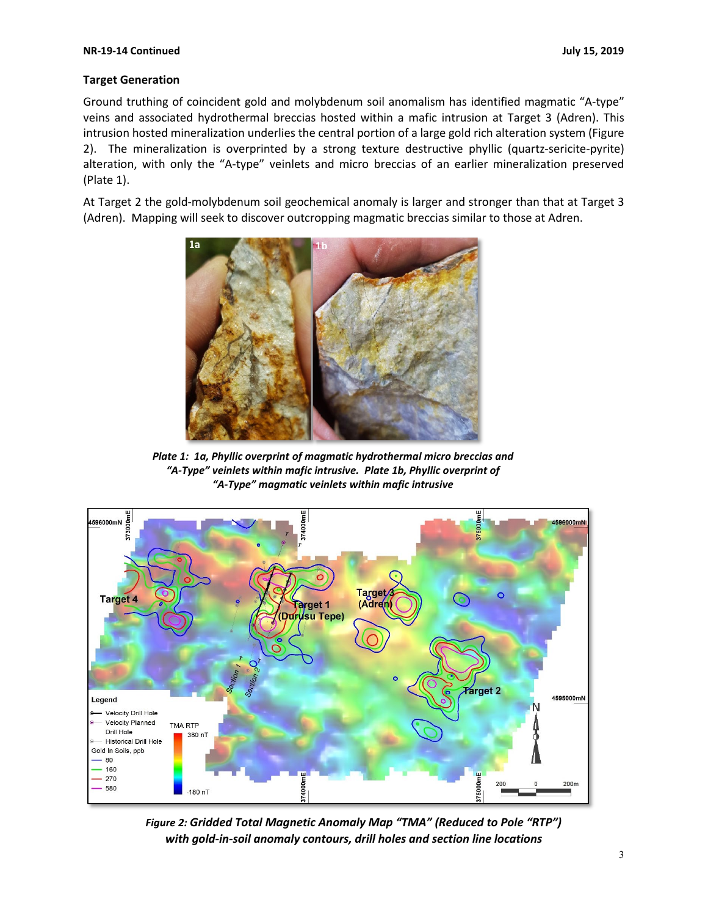## Target Generation

Ground truthing of coincident gold and molybdenum soil anomalism has identified magmatic "A-type" veins and associated hydrothermal breccias hosted within a mafic intrusion at Target 3 (Adren). This intrusion hosted mineralization underlies the central portion of a large gold rich alteration system (Figure 2). The mineralization is overprinted by a strong texture destructive phyllic (quartz-sericite-pyrite) alteration, with only the "A-type" veinlets and micro breccias of an earlier mineralization preserved (Plate 1).

At Target 2 the gold-molybdenum soil geochemical anomaly is larger and stronger than that at Target 3 (Adren). Mapping will seek to discover outcropping magmatic breccias similar to those at Adren.

*Plate 1: 1a, Phyllic overprint of magmatic hydrothermal micro breccias and "A-Type" veinlets within mafic intrusive. Plate 1b, Phyllic overprint of "A-Type" magmatic veinlets within mafic intrusive*

*Figure 2: Gridded Total Magnetic Anomaly Map "TMA" (Reduced to Pole "RTP") with gold-in-soil anomaly contours, drill holes and section line locations*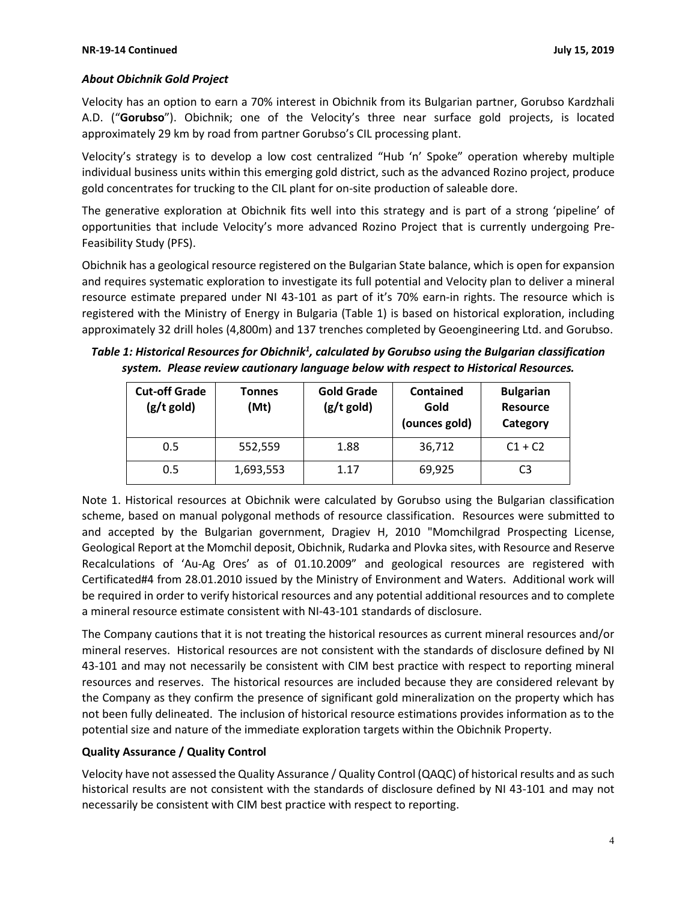### *About Obichnik Gold Project*

Velocity has an option to earn a 70% interest in Obichnik from its Bulgarian partner, Gorubso Kardzhali A.D. ("**Gorubso**"). Obichnik; one of the Velocity's three near surface gold projects, is located approximately 29 km by road from partner Gorubso's CIL processing plant.

Velocity's strategy is to develop a low cost centralized "Hub 'n' Spoke" operation whereby multiple individual business units within this emerging gold district, such as the advanced Rozino project, produce gold concentrates for trucking to the CIL plant for on-site production of saleable dore.

The generative exploration at Obichnik fits well into this strategy and is part of a strong 'pipeline' of opportunities that include Velocity's more advanced Rozino Project that is currently undergoing Pre-Feasibility Study (PFS).

Obichnik has a geological resource registered on the Bulgarian State balance, which is open for expansion and requires systematic exploration to investigate its full potential and Velocity plan to deliver a mineral resource estimate prepared under NI 43-101 as part of it's 70% earn-in rights. The resource which is registered with the Ministry of Energy in Bulgaria (Table 1) is based on historical exploration, including approximately 32 drill holes (4,800m) and 137 trenches completed by Geoengineering Ltd. and Gorubso.

***Table 1: Historical Resources for Obichnik[1], calculated by Gorubso using the Bulgarian classification system. Please review cautionary language below with respect to Historical Resources.***

| Cut-off Grade (g/t gold) | Tonnes (Mt) | Gold Grade (g/t gold) | Contained Gold (ounces gold) | Bulgarian Resource Category |
|---|---|---|---|---|
| 0.5 | 552,559 | 1.88 | 36,712 | C1 + C2 |
| 0.5 | 1,693,553 | 1.17 | 69,925 | C3 |

Note 1. Historical resources at Obichnik were calculated by Gorubso using the Bulgarian classification scheme, based on manual polygonal methods of resource classification. Resources were submitted to and accepted by the Bulgarian government, Dragiev H, 2010 "Momchilgrad Prospecting License, Geological Report at the Momchil deposit, Obichnik, Rudarka and Plovka sites, with Resource and Reserve Recalculations of 'Au-Ag Ores' as of 01.10.2009" and geological resources are registered with Certificated#4 from 28.01.2010 issued by the Ministry of Environment and Waters. Additional work will be required in order to verify historical resources and any potential additional resources and to complete a mineral resource estimate consistent with NI-43-101 standards of disclosure.

The Company cautions that it is not treating the historical resources as current mineral resources and/or mineral reserves. Historical resources are not consistent with the standards of disclosure defined by NI 43-101 and may not necessarily be consistent with CIM best practice with respect to reporting mineral resources and reserves. The historical resources are included because they are considered relevant by the Company as they confirm the presence of significant gold mineralization on the property which has not been fully delineated. The inclusion of historical resource estimations provides information as to the potential size and nature of the immediate exploration targets within the Obichnik Property.

### Quality Assurance / Quality Control

Velocity have not assessed the Quality Assurance / Quality Control (QAQC) of historical results and as such historical results are not consistent with the standards of disclosure defined by NI 43-101 and may not necessarily be consistent with CIM best practice with respect to reporting.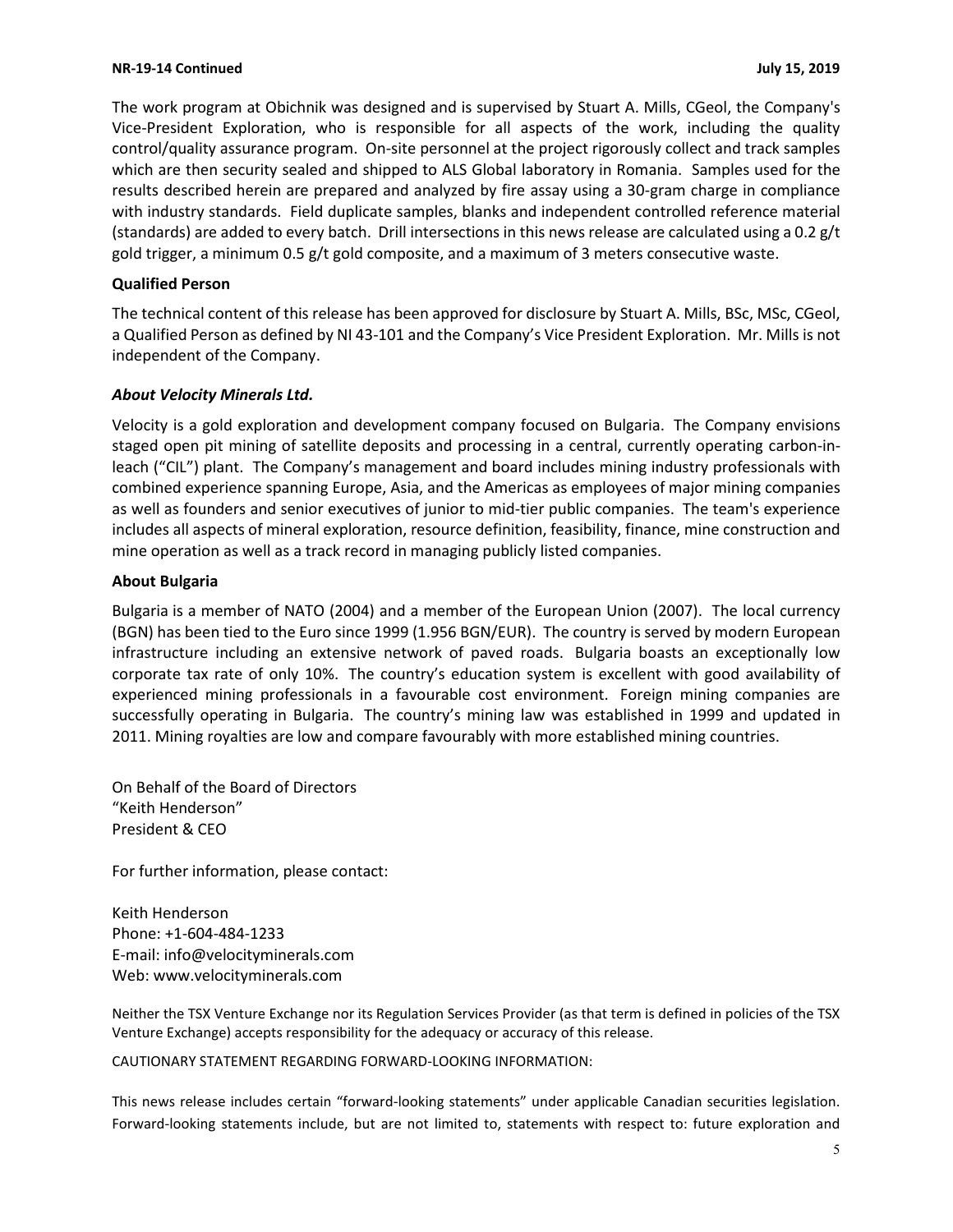The work program at Obichnik was designed and is supervised by Stuart A. Mills, CGeol, the Company's Vice-President Exploration, who is responsible for all aspects of the work, including the quality control/quality assurance program. On-site personnel at the project rigorously collect and track samples which are then security sealed and shipped to ALS Global laboratory in Romania. Samples used for the results described herein are prepared and analyzed by fire assay using a 30-gram charge in compliance with industry standards. Field duplicate samples, blanks and independent controlled reference material (standards) are added to every batch. Drill intersections in this news release are calculated using a 0.2 g/t gold trigger, a minimum 0.5 g/t gold composite, and a maximum of 3 meters consecutive waste.

**Qualified Person**

The technical content of this release has been approved for disclosure by Stuart A. Mills, BSc, MSc, CGeol, a Qualified Person as defined by NI 43-101 and the Company's Vice President Exploration. Mr. Mills is not independent of the Company.

***About Velocity Minerals Ltd.***

Velocity is a gold exploration and development company focused on Bulgaria. The Company envisions staged open pit mining of satellite deposits and processing in a central, currently operating carbon-in-leach ("CIL") plant. The Company's management and board includes mining industry professionals with combined experience spanning Europe, Asia, and the Americas as employees of major mining companies as well as founders and senior executives of junior to mid-tier public companies. The team's experience includes all aspects of mineral exploration, resource definition, feasibility, finance, mine construction and mine operation as well as a track record in managing publicly listed companies.

**About Bulgaria**

Bulgaria is a member of NATO (2004) and a member of the European Union (2007). The local currency (BGN) has been tied to the Euro since 1999 (1.956 BGN/EUR). The country is served by modern European infrastructure including an extensive network of paved roads. Bulgaria boasts an exceptionally low corporate tax rate of only 10%. The country's education system is excellent with good availability of experienced mining professionals in a favourable cost environment. Foreign mining companies are successfully operating in Bulgaria. The country's mining law was established in 1999 and updated in 2011. Mining royalties are low and compare favourably with more established mining countries.

On Behalf of the Board of Directors
"Keith Henderson"
President & CEO

For further information, please contact:

Keith Henderson
Phone: +1-604-484-1233
E-mail: info@velocityminerals.com
Web: www.velocityminerals.com

Neither the TSX Venture Exchange nor its Regulation Services Provider (as that term is defined in policies of the TSX Venture Exchange) accepts responsibility for the adequacy or accuracy of this release.

CAUTIONARY STATEMENT REGARDING FORWARD-LOOKING INFORMATION:

This news release includes certain "forward-looking statements" under applicable Canadian securities legislation. Forward-looking statements include, but are not limited to, statements with respect to: future exploration and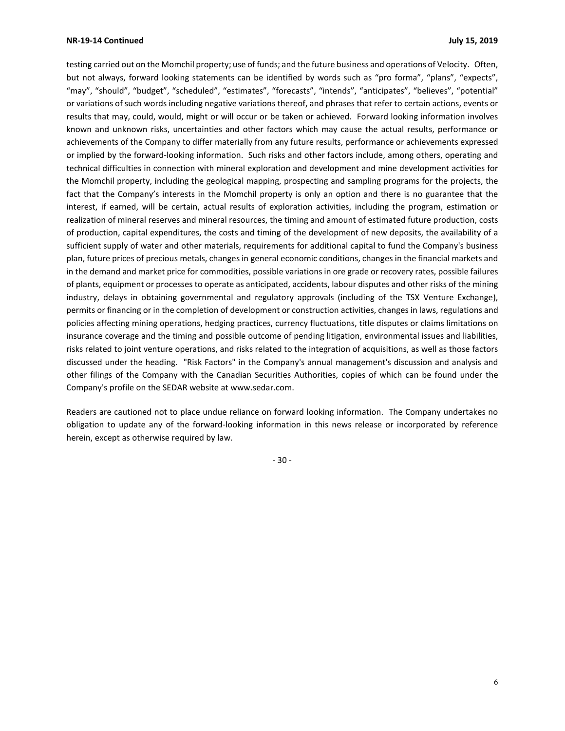testing carried out on the Momchil property; use of funds; and the future business and operations of Velocity. Often, but not always, forward looking statements can be identified by words such as “pro forma”, “plans”, “expects”, “may”, “should”, “budget”, “scheduled”, “estimates”, “forecasts”, “intends”, “anticipates”, “believes”, “potential” or variations of such words including negative variations thereof, and phrases that refer to certain actions, events or results that may, could, would, might or will occur or be taken or achieved. Forward looking information involves known and unknown risks, uncertainties and other factors which may cause the actual results, performance or achievements of the Company to differ materially from any future results, performance or achievements expressed or implied by the forward-looking information. Such risks and other factors include, among others, operating and technical difficulties in connection with mineral exploration and development and mine development activities for the Momchil property, including the geological mapping, prospecting and sampling programs for the projects, the fact that the Company’s interests in the Momchil property is only an option and there is no guarantee that the interest, if earned, will be certain, actual results of exploration activities, including the program, estimation or realization of mineral reserves and mineral resources, the timing and amount of estimated future production, costs of production, capital expenditures, the costs and timing of the development of new deposits, the availability of a sufficient supply of water and other materials, requirements for additional capital to fund the Company's business plan, future prices of precious metals, changes in general economic conditions, changes in the financial markets and in the demand and market price for commodities, possible variations in ore grade or recovery rates, possible failures of plants, equipment or processes to operate as anticipated, accidents, labour disputes and other risks of the mining industry, delays in obtaining governmental and regulatory approvals (including of the TSX Venture Exchange), permits or financing or in the completion of development or construction activities, changes in laws, regulations and policies affecting mining operations, hedging practices, currency fluctuations, title disputes or claims limitations on insurance coverage and the timing and possible outcome of pending litigation, environmental issues and liabilities, risks related to joint venture operations, and risks related to the integration of acquisitions, as well as those factors discussed under the heading. "Risk Factors" in the Company's annual management's discussion and analysis and other filings of the Company with the Canadian Securities Authorities, copies of which can be found under the Company's profile on the SEDAR website at www.sedar.com.

Readers are cautioned not to place undue reliance on forward looking information. The Company undertakes no obligation to update any of the forward-looking information in this news release or incorporated by reference herein, except as otherwise required by law.

- 30 -